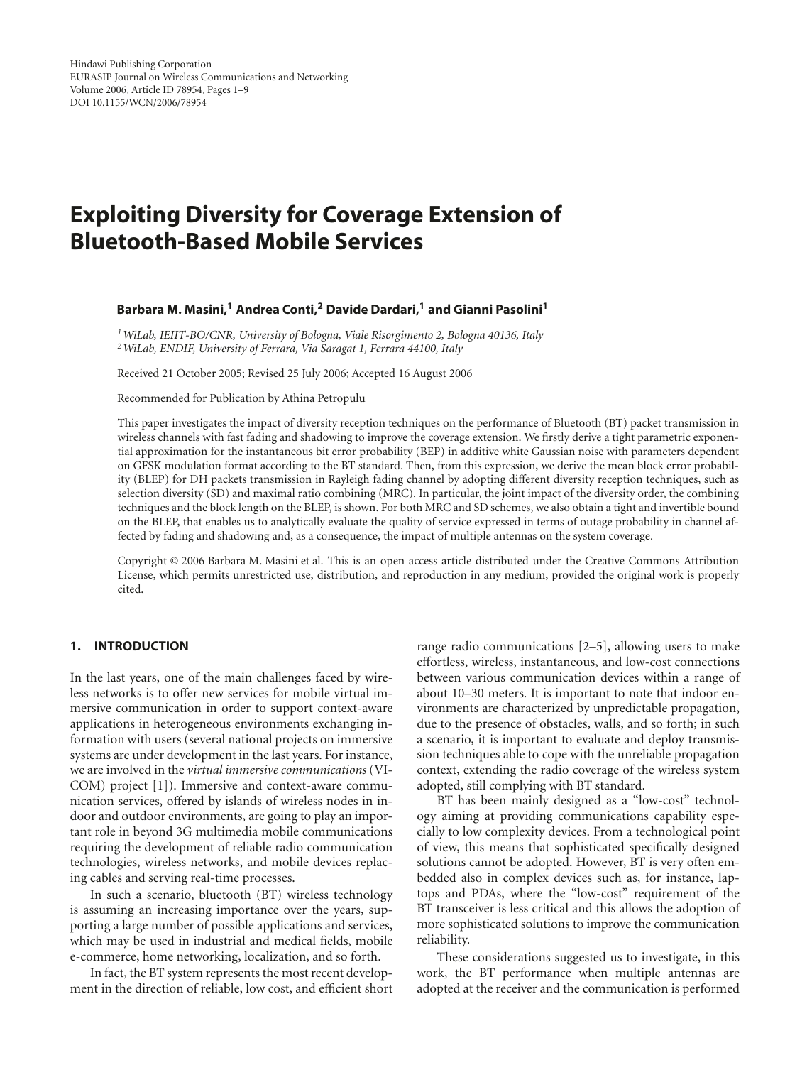# Exploiting Diversity for Coverage Extension of Bluetooth-Based Mobile Services

**Barbara M. Masini,[1] Andrea Conti,[2] Davide Dardari,[1] and Gianni Pasolini[1]**

[1] *WiLab, IEIIT-BO/CNR, University of Bologna, Viale Risorgimento 2, Bologna 40136, Italy*
[2] *WiLab, ENDIF, University of Ferrara, Via Saragat 1, Ferrara 44100, Italy*

Received 21 October 2005; Revised 25 July 2006; Accepted 16 August 2006

Recommended for Publication by Athina Petropulu

This paper investigates the impact of diversity reception techniques on the performance of Bluetooth (BT) packet transmission in wireless channels with fast fading and shadowing to improve the coverage extension. We firstly derive a tight parametric exponential approximation for the instantaneous bit error probability (BEP) in additive white Gaussian noise with parameters dependent on GFSK modulation format according to the BT standard. Then, from this expression, we derive the mean block error probability (BLEP) for DH packets transmission in Rayleigh fading channel by adopting different diversity reception techniques, such as selection diversity (SD) and maximal ratio combining (MRC). In particular, the joint impact of the diversity order, the combining techniques and the block length on the BLEP, is shown. For both MRC and SD schemes, we also obtain a tight and invertible bound on the BLEP, that enables us to analytically evaluate the quality of service expressed in terms of outage probability in channel affected by fading and shadowing and, as a consequence, the impact of multiple antennas on the system coverage.

Copyright © 2006 Barbara M. Masini et al. This is an open access article distributed under the Creative Commons Attribution License, which permits unrestricted use, distribution, and reproduction in any medium, provided the original work is properly cited.

## 1. INTRODUCTION

In the last years, one of the main challenges faced by wireless networks is to offer new services for mobile virtual immersive communication in order to support context-aware applications in heterogeneous environments exchanging information with users (several national projects on immersive systems are under development in the last years. For instance, we are involved in the *virtual immersive communications* (VICOM) project [1]). Immersive and context-aware communication services, offered by islands of wireless nodes in indoor and outdoor environments, are going to play an important role in beyond 3G multimedia mobile communications requiring the development of reliable radio communication technologies, wireless networks, and mobile devices replacing cables and serving real-time processes.

In such a scenario, bluetooth (BT) wireless technology is assuming an increasing importance over the years, supporting a large number of possible applications and services, which may be used in industrial and medical fields, mobile e-commerce, home networking, localization, and so forth.

In fact, the BT system represents the most recent development in the direction of reliable, low cost, and efficient short range radio communications [2–5], allowing users to make effortless, wireless, instantaneous, and low-cost connections between various communication devices within a range of about 10–30 meters. It is important to note that indoor environments are characterized by unpredictable propagation, due to the presence of obstacles, walls, and so forth; in such a scenario, it is important to evaluate and deploy transmission techniques able to cope with the unreliable propagation context, extending the radio coverage of the wireless system adopted, still complying with BT standard.

BT has been mainly designed as a "low-cost" technology aiming at providing communications capability especially to low complexity devices. From a technological point of view, this means that sophisticated specifically designed solutions cannot be adopted. However, BT is very often embedded also in complex devices such as, for instance, laptops and PDAs, where the "low-cost" requirement of the BT transceiver is less critical and this allows the adoption of more sophisticated solutions to improve the communication reliability.

These considerations suggested us to investigate, in this work, the BT performance when multiple antennas are adopted at the receiver and the communication is performed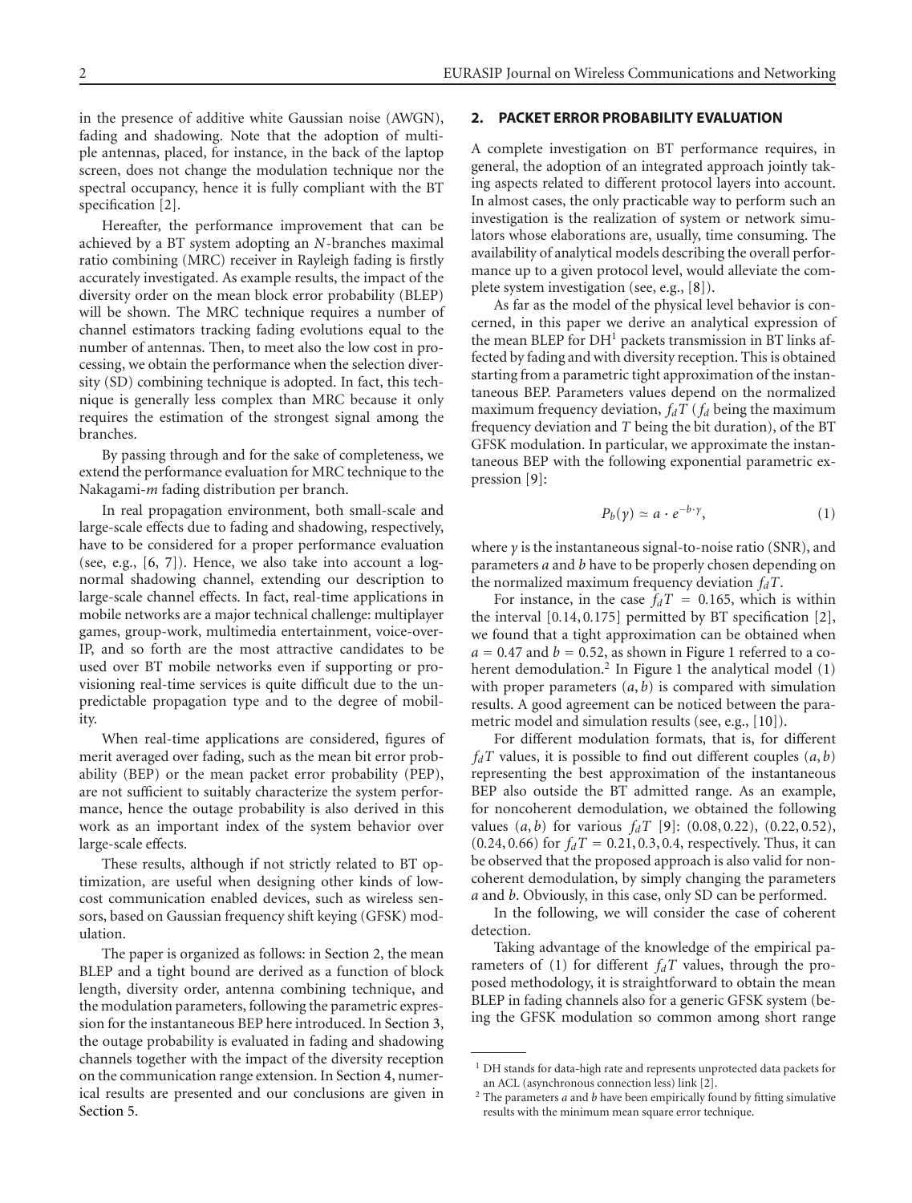in the presence of additive white Gaussian noise (AWGN), fading and shadowing. Note that the adoption of multiple antennas, placed, for instance, in the back of the laptop screen, does not change the modulation technique nor the spectral occupancy, hence it is fully compliant with the BT specification [2].

Hereafter, the performance improvement that can be achieved by a BT system adopting an $N$-branches maximal ratio combining (MRC) receiver in Rayleigh fading is firstly accurately investigated. As example results, the impact of the diversity order on the mean block error probability (BLEP) will be shown. The MRC technique requires a number of channel estimators tracking fading evolutions equal to the number of antennas. Then, to meet also the low cost in processing, we obtain the performance when the selection diversity (SD) combining technique is adopted. In fact, this technique is generally less complex than MRC because it only requires the estimation of the strongest signal among the branches.

By passing through and for the sake of completeness, we extend the performance evaluation for MRC technique to the Nakagami-$m$ fading distribution per branch.

In real propagation environment, both small-scale and large-scale effects due to fading and shadowing, respectively, have to be considered for a proper performance evaluation (see, e.g., [6, 7]). Hence, we also take into account a log-normal shadowing channel, extending our description to large-scale channel effects. In fact, real-time applications in mobile networks are a major technical challenge: multiplayer games, group-work, multimedia entertainment, voice-over-IP, and so forth are the most attractive candidates to be used over BT mobile networks even if supporting or provisioning real-time services is quite difficult due to the unpredictable propagation type and to the degree of mobility.

When real-time applications are considered, figures of merit averaged over fading, such as the mean bit error probability (BEP) or the mean packet error probability (PEP), are not sufficient to suitably characterize the system performance, hence the outage probability is also derived in this work as an important index of the system behavior over large-scale effects.

These results, although if not strictly related to BT optimization, are useful when designing other kinds of low-cost communication enabled devices, such as wireless sensors, based on Gaussian frequency shift keying (GFSK) modulation.

The paper is organized as follows: in Section 2, the mean BLEP and a tight bound are derived as a function of block length, diversity order, antenna combining technique, and the modulation parameters, following the parametric expression for the instantaneous BEP here introduced. In Section 3, the outage probability is evaluated in fading and shadowing channels together with the impact of the diversity reception on the communication range extension. In Section 4, numerical results are presented and our conclusions are given in Section 5.

## 2. PACKET ERROR PROBABILITY EVALUATION

A complete investigation on BT performance requires, in general, the adoption of an integrated approach jointly taking aspects related to different protocol layers into account. In almost cases, the only practicable way to perform such an investigation is the realization of system or network simulators whose elaborations are, usually, time consuming. The availability of analytical models describing the overall performance up to a given protocol level, would alleviate the complete system investigation (see, e.g., [8]).

As far as the model of the physical level behavior is concerned, in this paper we derive an analytical expression of the mean BLEP for DH[1] packets transmission in BT links affected by fading and with diversity reception. This is obtained starting from a parametric tight approximation of the instantaneous BEP. Parameters values depend on the normalized maximum frequency deviation, $f_dT$ ($f_d$ being the maximum frequency deviation and $T$ being the bit duration), of the BT GFSK modulation. In particular, we approximate the instantaneous BEP with the following exponential parametric expression [9]:

$$P_b(\gamma) \simeq a \cdot e^{-b\cdot\gamma}, \tag{1}$$

where $\gamma$ is the instantaneous signal-to-noise ratio (SNR), and parameters $a$ and $b$ have to be properly chosen depending on the normalized maximum frequency deviation $f_dT$.

For instance, in the case $f_dT = 0.165$, which is within the interval $[0.14, 0.175]$ permitted by BT specification [2], we found that a tight approximation can be obtained when $a = 0.47$ and $b = 0.52$, as shown in Figure 1 referred to a coherent demodulation.[2] In Figure 1 the analytical model (1) with proper parameters $(a, b)$ is compared with simulation results. A good agreement can be noticed between the parametric model and simulation results (see, e.g., [10]).

For different modulation formats, that is, for different $f_dT$ values, it is possible to find out different couples $(a, b)$ representing the best approximation of the instantaneous BEP also outside the BT admitted range. As an example, for noncoherent demodulation, we obtained the following values $(a, b)$ for various $f_dT$ [9]: $(0.08, 0.22)$, $(0.22, 0.52)$, $(0.24, 0.66)$ for $f_dT = 0.21, 0.3, 0.4$, respectively. Thus, it can be observed that the proposed approach is also valid for noncoherent demodulation, by simply changing the parameters $a$ and $b$. Obviously, in this case, only SD can be performed.

In the following, we will consider the case of coherent detection.

Taking advantage of the knowledge of the empirical parameters of (1) for different $f_dT$ values, through the proposed methodology, it is straightforward to obtain the mean BLEP in fading channels also for a generic GFSK system (being the GFSK modulation so common among short range

[1] DH stands for data-high rate and represents unprotected data packets for an ACL (asynchronous connection less) link [2].

[2] The parameters $a$ and $b$ have been empirically found by fitting simulative results with the minimum mean square error technique.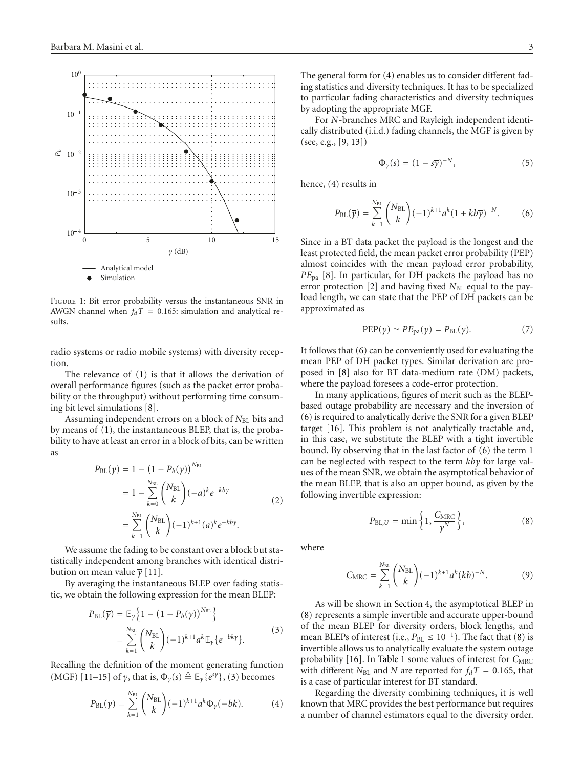Figure 1: Bit error probability versus the instantaneous SNR in AWGN channel when $f_dT = 0.165$: simulation and analytical results.

radio systems or radio mobile systems) with diversity reception.

The relevance of (1) is that it allows the derivation of overall performance figures (such as the packet error probability or the throughput) without performing time consuming bit level simulations [8].

Assuming independent errors on a block of $N_{\mathrm{BL}}$ bits and by means of (1), the instantaneous BLEP, that is, the probability to have at least an error in a block of bits, can be written as

$$
\begin{aligned}
P_{\mathrm{BL}}(\gamma) &= 1 - \left(1 - P_b(\gamma)\right)^{N_{\mathrm{BL}}} \\
&= 1 - \sum_{k=0}^{N_{\mathrm{BL}}} \binom{N_{\mathrm{BL}}}{k} (-a)^k e^{-kb\gamma} \\
&= \sum_{k=1}^{N_{\mathrm{BL}}} \binom{N_{\mathrm{BL}}}{k} (-1)^{k+1} (a)^k e^{-kb\gamma}.
\end{aligned} \tag{2}
$$

We assume the fading to be constant over a block but statistically independent among branches with identical distribution on mean value $\overline{\gamma}$ [11].

By averaging the instantaneous BLEP over fading statistic, we obtain the following expression for the mean BLEP:

$$
\begin{aligned}
P_{\mathrm{BL}}(\overline{\gamma}) &= \mathbb{E}_{\gamma}\left\{1 - \left(1 - P_b(\gamma)\right)^{N_{\mathrm{BL}}}\right\} \\
&= \sum_{k=1}^{N_{\mathrm{BL}}} \binom{N_{\mathrm{BL}}}{k} (-1)^{k+1} a^k \mathbb{E}_{\gamma}\{e^{-bk\gamma}\}.
\end{aligned} \tag{3}
$$

Recalling the definition of the moment generating function (MGF) [11–15] of $\gamma$, that is, $\Phi_{\gamma}(s) \triangleq \mathbb{E}_{\gamma}\{e^{s\gamma}\}$, (3) becomes

$$
P_{\mathrm{BL}}(\overline{\gamma}) = \sum_{k=1}^{N_{\mathrm{BL}}} \binom{N_{\mathrm{BL}}}{k} (-1)^{k+1} a^k \Phi_{\gamma}(-bk). \tag{4}
$$

The general form for (4) enables us to consider different fading statistics and diversity techniques. It has to be specialized to particular fading characteristics and diversity techniques by adopting the appropriate MGF.

For $N$-branches MRC and Rayleigh independent identically distributed (i.i.d.) fading channels, the MGF is given by (see, e.g., [9, 13])

$$
\Phi_{\gamma}(s) = (1 - s\overline{\gamma})^{-N}, \tag{5}
$$

hence, (4) results in

$$
P_{\mathrm{BL}}(\overline{\gamma}) = \sum_{k=1}^{N_{\mathrm{BL}}} \binom{N_{\mathrm{BL}}}{k} (-1)^{k+1} a^k (1 + kb\overline{\gamma})^{-N}. \tag{6}
$$

Since in a BT data packet the payload is the longest and the least protected field, the mean packet error probability (PEP) almost coincides with the mean payload error probability, $PE_{\mathrm{pa}}$ [8]. In particular, for DH packets the payload has no error protection [2] and having fixed $N_{\mathrm{BL}}$ equal to the payload length, we can state that the PEP of DH packets can be approximated as

$$
\mathrm{PEP}(\overline{\gamma}) \simeq PE_{\mathrm{pa}}(\overline{\gamma}) = P_{\mathrm{BL}}(\overline{\gamma}). \tag{7}
$$

It follows that (6) can be conveniently used for evaluating the mean PEP of DH packet types. Similar derivation are proposed in [8] also for BT data-medium rate (DM) packets, where the payload foresees a code-error protection.

In many applications, figures of merit such as the BLEP-based outage probability are necessary and the inversion of (6) is required to analytically derive the SNR for a given BLEP target [16]. This problem is not analytically tractable and, in this case, we substitute the BLEP with a tight invertible bound. By observing that in the last factor of (6) the term 1 can be neglected with respect to the term $kb\overline{\gamma}$ for large values of the mean SNR, we obtain the asymptotical behavior of the mean BLEP, that is also an upper bound, as given by the following invertible expression:

$$
P_{\mathrm{BL},U} = \min\left\{1, \frac{C_{\mathrm{MRC}}}{\overline{\gamma}^N}\right\}, \tag{8}
$$

where

$$
C_{\mathrm{MRC}} = \sum_{k=1}^{N_{\mathrm{BL}}} \binom{N_{\mathrm{BL}}}{k} (-1)^{k+1} a^k (kb)^{-N}. \tag{9}
$$

As will be shown in Section 4, the asymptotical BLEP in (8) represents a simple invertible and accurate upper-bound of the mean BLEP for diversity orders, block lengths, and mean BLEPs of interest (i.e., $P_{\mathrm{BL}} \leq 10^{-1}$). The fact that (8) is invertible allows us to analytically evaluate the system outage probability [16]. In Table 1 some values of interest for $C_{\mathrm{MRC}}$ with different $N_{\mathrm{BL}}$ and $N$ are reported for $f_dT = 0.165$, that is a case of particular interest for BT standard.

Regarding the diversity combining techniques, it is well known that MRC provides the best performance but requires a number of channel estimators equal to the diversity order.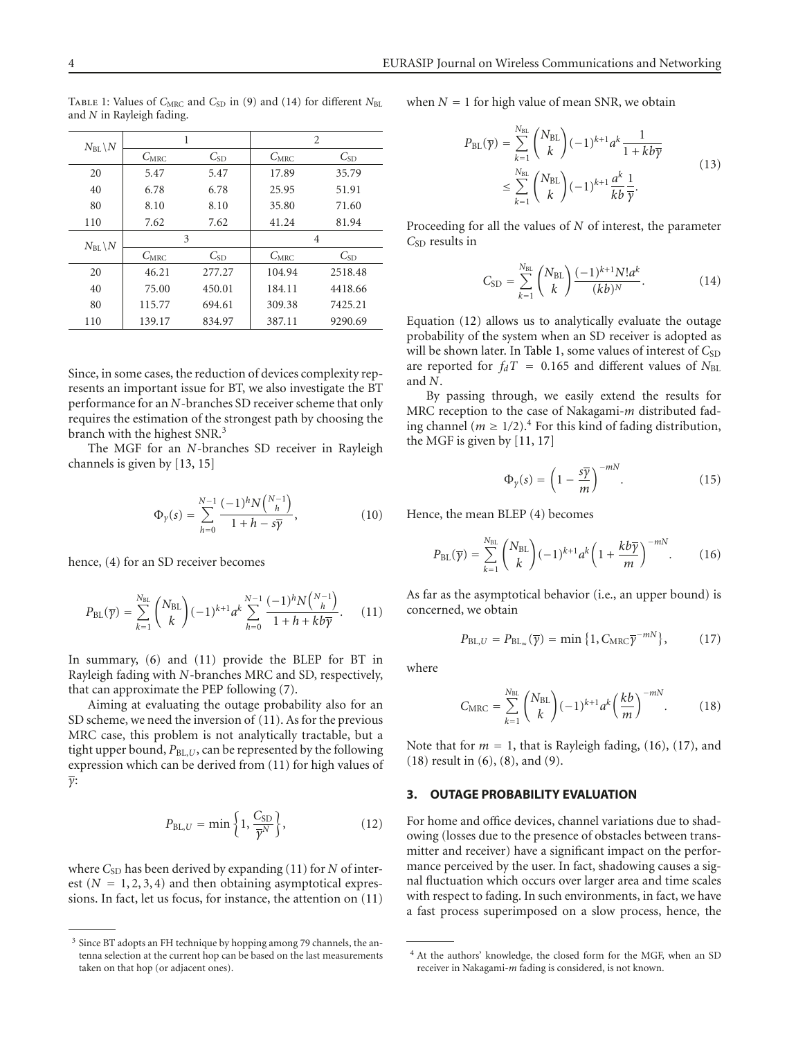Table 1: Values of $C_{\text{MRC}}$ and $C_{\text{SD}}$ in (9) and (14) for different $N_{\text{BL}}$ and $N$ in Rayleigh fading.

| $N_{\text{BL}} \backslash N$ | 1 | | 2 | |
|---|---|---|---|---|
| | $C_{\text{MRC}}$ | $C_{\text{SD}}$ | $C_{\text{MRC}}$ | $C_{\text{SD}}$ |
| 20 | 5.47 | 5.47 | 17.89 | 35.79 |
| 40 | 6.78 | 6.78 | 25.95 | 51.91 |
| 80 | 8.10 | 8.10 | 35.80 | 71.60 |
| 110 | 7.62 | 7.62 | 41.24 | 81.94 |
| $N_{\text{BL}} \backslash N$ | 3 | | 4 | |
| | $C_{\text{MRC}}$ | $C_{\text{SD}}$ | $C_{\text{MRC}}$ | $C_{\text{SD}}$ |
| 20 | 46.21 | 277.27 | 104.94 | 2518.48 |
| 40 | 75.00 | 450.01 | 184.11 | 4418.66 |
| 80 | 115.77 | 694.61 | 309.38 | 7425.21 |
| 110 | 139.17 | 834.97 | 387.11 | 9290.69 |

Since, in some cases, the reduction of devices complexity represents an important issue for BT, we also investigate the BT performance for an $N$-branches SD receiver scheme that only requires the estimation of the strongest path by choosing the branch with the highest SNR.[3]

The MGF for an $N$-branches SD receiver in Rayleigh channels is given by [13, 15]

$$\Phi_\gamma(s) = \sum_{h=0}^{N-1} \frac{(-1)^h N \binom{N-1}{h}}{1+h-s\overline{\gamma}}, \tag{10}$$

hence, (4) for an SD receiver becomes

$$P_{\text{BL}}(\overline{\gamma}) = \sum_{k=1}^{N_{\text{BL}}} \binom{N_{\text{BL}}}{k} (-1)^{k+1} a^k \sum_{h=0}^{N-1} \frac{(-1)^h N \binom{N-1}{h}}{1+h+kb\overline{\gamma}}. \tag{11}$$

In summary, (6) and (11) provide the BLEP for BT in Rayleigh fading with $N$-branches MRC and SD, respectively, that can approximate the PEP following (7).

Aiming at evaluating the outage probability also for an SD scheme, we need the inversion of (11). As for the previous MRC case, this problem is not analytically tractable, but a tight upper bound, $P_{\text{BL},U}$, can be represented by the following expression which can be derived from (11) for high values of $\overline{\gamma}$:

$$P_{\text{BL},U} = \min\left\{1, \frac{C_{\text{SD}}}{\overline{\gamma}^N}\right\}, \tag{12}$$

where $C_{\text{SD}}$ has been derived by expanding (11) for $N$ of interest ($N = 1, 2, 3, 4$) and then obtaining asymptotical expressions. In fact, let us focus, for instance, the attention on (11) when $N = 1$ for high value of mean SNR, we obtain

$$\begin{aligned} P_{\text{BL}}(\overline{\gamma}) &= \sum_{k=1}^{N_{\text{BL}}} \binom{N_{\text{BL}}}{k} (-1)^{k+1} a^k \frac{1}{1+kb\overline{\gamma}} \\ &\leq \sum_{k=1}^{N_{\text{BL}}} \binom{N_{\text{BL}}}{k} (-1)^{k+1} \frac{a^k}{kb} \frac{1}{\overline{\gamma}}. \end{aligned} \tag{13}$$

Proceeding for all the values of $N$ of interest, the parameter $C_{\text{SD}}$ results in

$$C_{\text{SD}} = \sum_{k=1}^{N_{\text{BL}}} \binom{N_{\text{BL}}}{k} \frac{(-1)^{k+1} N! a^k}{(kb)^N}. \tag{14}$$

Equation (12) allows us to analytically evaluate the outage probability of the system when an SD receiver is adopted as will be shown later. In Table 1, some values of interest of $C_{\text{SD}}$ are reported for $f_d T = 0.165$ and different values of $N_{\text{BL}}$ and $N$.

By passing through, we easily extend the results for MRC reception to the case of Nakagami-$m$ distributed fading channel ($m \geq 1/2$).[4] For this kind of fading distribution, the MGF is given by [11, 17]

$$\Phi_\gamma(s) = \left(1 - \frac{s\overline{\gamma}}{m}\right)^{-mN}. \tag{15}$$

Hence, the mean BLEP (4) becomes

$$P_{\text{BL}}(\overline{\gamma}) = \sum_{k=1}^{N_{\text{BL}}} \binom{N_{\text{BL}}}{k} (-1)^{k+1} a^k \left(1 + \frac{kb\overline{\gamma}}{m}\right)^{-mN}. \tag{16}$$

As far as the asymptotical behavior (i.e., an upper bound) is concerned, we obtain

$$P_{\text{BL},U} = P_{\text{BL}_\infty}(\overline{\gamma}) = \min\left\{1, C_{\text{MRC}} \overline{\gamma}^{-mN}\right\}, \tag{17}$$

where

$$C_{\text{MRC}} = \sum_{k=1}^{N_{\text{BL}}} \binom{N_{\text{BL}}}{k} (-1)^{k+1} a^k \left(\frac{kb}{m}\right)^{-mN}. \tag{18}$$

Note that for $m = 1$, that is Rayleigh fading, (16), (17), and (18) result in (6), (8), and (9).

## 3. OUTAGE PROBABILITY EVALUATION

For home and office devices, channel variations due to shadowing (losses due to the presence of obstacles between transmitter and receiver) have a significant impact on the performance perceived by the user. In fact, shadowing causes a signal fluctuation which occurs over larger area and time scales with respect to fading. In such environments, in fact, we have a fast process superimposed on a slow process, hence, the

---

[3] Since BT adopts an FH technique by hopping among 79 channels, the antenna selection at the current hop can be based on the last measurements taken on that hop (or adjacent ones).

[4] At the authors' knowledge, the closed form for the MGF, when an SD receiver in Nakagami-$m$ fading is considered, is not known.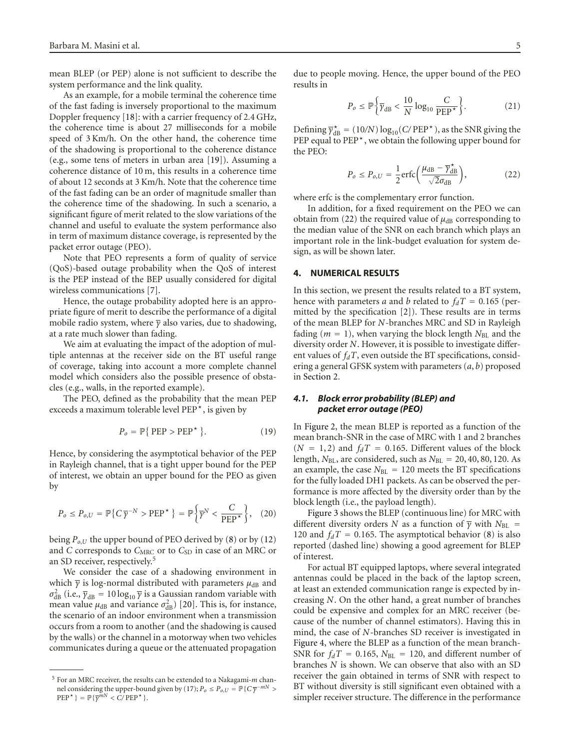mean BLEP (or PEP) alone is not sufficient to describe the system performance and the link quality.

As an example, for a mobile terminal the coherence time of the fast fading is inversely proportional to the maximum Doppler frequency [18]: with a carrier frequency of 2.4 GHz, the coherence time is about 27 milliseconds for a mobile speed of 3 Km/h. On the other hand, the coherence time of the shadowing is proportional to the coherence distance (e.g., some tens of meters in urban area [19]). Assuming a coherence distance of 10 m, this results in a coherence time of about 12 seconds at 3 Km/h. Note that the coherence time of the fast fading can be an order of magnitude smaller than the coherence time of the shadowing. In such a scenario, a significant figure of merit related to the slow variations of the channel and useful to evaluate the system performance also in term of maximum distance coverage, is represented by the packet error outage (PEO).

Note that PEO represents a form of quality of service (QoS)-based outage probability when the QoS of interest is the PEP instead of the BEP usually considered for digital wireless communications [7].

Hence, the outage probability adopted here is an appropriate figure of merit to describe the performance of a digital mobile radio system, where $\overline{\gamma}$ also varies, due to shadowing, at a rate much slower than fading.

We aim at evaluating the impact of the adoption of multiple antennas at the receiver side on the BT useful range of coverage, taking into account a more complete channel model which considers also the possible presence of obstacles (e.g., walls, in the reported example).

The PEO, defined as the probability that the mean PEP exceeds a maximum tolerable level $\text{PEP}^{\star}$, is given by

$$P_o = \mathbb{P}\{\,\text{PEP} > \text{PEP}^{\star}\,\}. \tag{19}$$

Hence, by considering the asymptotical behavior of the PEP in Rayleigh channel, that is a tight upper bound for the PEP of interest, we obtain an upper bound for the PEO as given by

$$P_o \leq P_{o,U} = \mathbb{P}\{C\,\overline{\gamma}^{-N} > \text{PEP}^{\star}\,\} = \mathbb{P}\left\{\overline{\gamma}^{N} < \frac{C}{\text{PEP}^{\star}}\right\}, \tag{20}$$

being $P_{o,U}$ the upper bound of PEO derived by (8) or by (12) and $C$ corresponds to $C_{\text{MRC}}$ or to $C_{\text{SD}}$ in case of an MRC or an SD receiver, respectively.[5]

We consider the case of a shadowing environment in which $\overline{\gamma}$ is log-normal distributed with parameters $\mu_{\text{dB}}$ and $\sigma^2_{\text{dB}}$ (i.e., $\overline{\gamma}_{\text{dB}} = 10\log_{10}\overline{\gamma}$ is a Gaussian random variable with mean value $\mu_{\text{dB}}$ and variance $\sigma^2_{\text{dB}}$) [20]. This is, for instance, the scenario of an indoor environment when a transmission occurs from a room to another (and the shadowing is caused by the walls) or the channel in a motorway when two vehicles communicates during a queue or the attenuated propagation due to people moving. Hence, the upper bound of the PEO results in

$$P_o \leq \mathbb{P}\left\{\overline{\gamma}_{\text{dB}} < \frac{10}{N}\log_{10}\frac{C}{\text{PEP}^{\star}}\right\}. \tag{21}$$

Defining $\overline{\gamma}^{\star}_{\text{dB}} = (10/N)\log_{10}(C/\text{PEP}^{\star})$, as the SNR giving the PEP equal to $\text{PEP}^{\star}$, we obtain the following upper bound for the PEO:

$$P_o \leq P_{o,U} = \frac{1}{2}\text{erfc}\left(\frac{\mu_{\text{dB}} - \overline{\gamma}^{\star}_{\text{dB}}}{\sqrt{2}\sigma_{\text{dB}}}\right), \tag{22}$$

where erfc is the complementary error function.

In addition, for a fixed requirement on the PEO we can obtain from (22) the required value of $\mu_{\text{dB}}$ corresponding to the median value of the SNR on each branch which plays an important role in the link-budget evaluation for system design, as will be shown later.

## 4. NUMERICAL RESULTS

In this section, we present the results related to a BT system, hence with parameters $a$ and $b$ related to $f_dT = 0.165$ (permitted by the specification [2]). These results are in terms of the mean BLEP for $N$-branches MRC and SD in Rayleigh fading ($m = 1$), when varying the block length $N_{\text{BL}}$ and the diversity order $N$. However, it is possible to investigate different values of $f_dT$, even outside the BT specifications, considering a general GFSK system with parameters $(a, b)$ proposed in Section 2.

### 4.1. Block error probability (BLEP) and packet error outage (PEO)

In Figure 2, the mean BLEP is reported as a function of the mean branch-SNR in the case of MRC with 1 and 2 branches ($N = 1, 2$) and $f_dT = 0.165$. Different values of the block length, $N_{\text{BL}}$, are considered, such as $N_{\text{BL}} = 20, 40, 80, 120$. As an example, the case $N_{\text{BL}} = 120$ meets the BT specifications for the fully loaded DH1 packets. As can be observed the performance is more affected by the diversity order than by the block length (i.e., the payload length).

Figure 3 shows the BLEP (continuous line) for MRC with different diversity orders $N$ as a function of $\overline{\gamma}$ with $N_{\text{BL}} = 120$ and $f_dT = 0.165$. The asymptotical behavior (8) is also reported (dashed line) showing a good agreement for BLEP of interest.

For actual BT equipped laptops, where several integrated antennas could be placed in the back of the laptop screen, at least an extended communication range is expected by increasing $N$. On the other hand, a great number of branches could be expensive and complex for an MRC receiver (because of the number of channel estimators). Having this in mind, the case of $N$-branches SD receiver is investigated in Figure 4, where the BLEP as a function of the mean branch-SNR for $f_dT = 0.165$, $N_{\text{BL}} = 120$, and different number of branches $N$ is shown. We can observe that also with an SD receiver the gain obtained in terms of SNR with respect to BT without diversity is still significant even obtained with a simpler receiver structure. The difference in the performance

[5] For an MRC receiver, the results can be extended to a Nakagami-$m$ channel considering the upper-bound given by (17); $P_o \leq P_{o,U} = \mathbb{P}\{C\,\overline{\gamma}^{-mN} > \text{PEP}^{\star}\} = \mathbb{P}\{\overline{\gamma}^{mN} < C/\text{PEP}^{\star}\}$.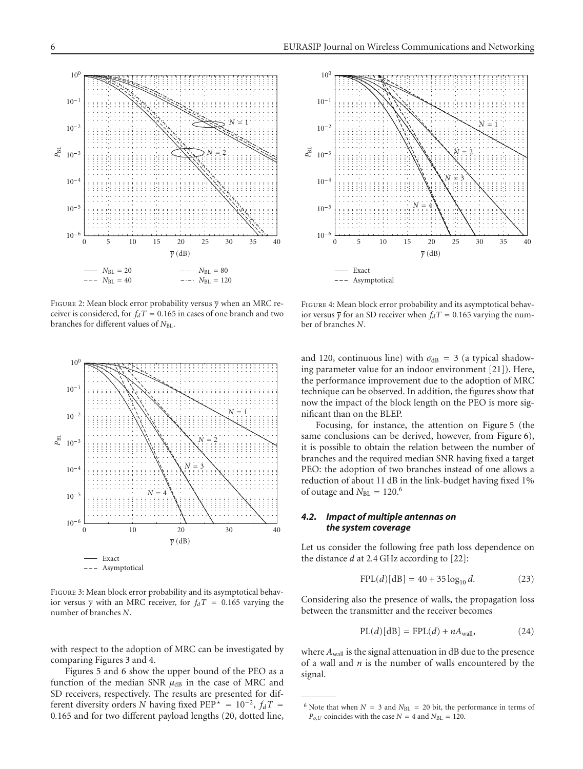Figure 2: Mean block error probability versus $\overline{\gamma}$ when an MRC receiver is considered, for $f_dT = 0.165$ in cases of one branch and two branches for different values of $N_{\text{BL}}$.

Figure 3: Mean block error probability and its asymptotical behavior versus $\overline{\gamma}$ with an MRC receiver, for $f_dT = 0.165$ varying the number of branches $N$.

with respect to the adoption of MRC can be investigated by comparing Figures 3 and 4.

Figures 5 and 6 show the upper bound of the PEO as a function of the median SNR $\mu_{\text{dB}}$ in the case of MRC and SD receivers, respectively. The results are presented for different diversity orders $N$ having fixed $\text{PEP}^{\star} = 10^{-2}$, $f_dT = 0.165$ and for two different payload lengths (20, dotted line, and 120, continuous line) with $\sigma_{\text{dB}} = 3$ (a typical shadowing parameter value for an indoor environment [21]). Here, the performance improvement due to the adoption of MRC technique can be observed. In addition, the figures show that now the impact of the block length on the PEO is more significant than on the BLEP.

Focusing, for instance, the attention on Figure 5 (the same conclusions can be derived, however, from Figure 6), it is possible to obtain the relation between the number of branches and the required median SNR having fixed a target PEO: the adoption of two branches instead of one allows a reduction of about 11 dB in the link-budget having fixed 1% of outage and $N_{\text{BL}} = 120$.[6]

Figure 4: Mean block error probability and its asymptotical behavior versus $\overline{\gamma}$ for an SD receiver when $f_dT = 0.165$ varying the number of branches $N$.

### 4.2. Impact of multiple antennas on the system coverage

Let us consider the following free path loss dependence on the distance $d$ at 2.4 GHz according to [22]:

$$\text{FPL}(d)[\text{dB}] = 40 + 35\log_{10} d. \tag{23}$$

Considering also the presence of walls, the propagation loss between the transmitter and the receiver becomes

$$\text{PL}(d)[\text{dB}] = \text{FPL}(d) + nA_{\text{wall}}, \tag{24}$$

where $A_{\text{wall}}$ is the signal attenuation in dB due to the presence of a wall and $n$ is the number of walls encountered by the signal.

[6] Note that when $N = 3$ and $N_{\text{BL}} = 20$ bit, the performance in terms of $P_{o,U}$ coincides with the case $N = 4$ and $N_{\text{BL}} = 120$.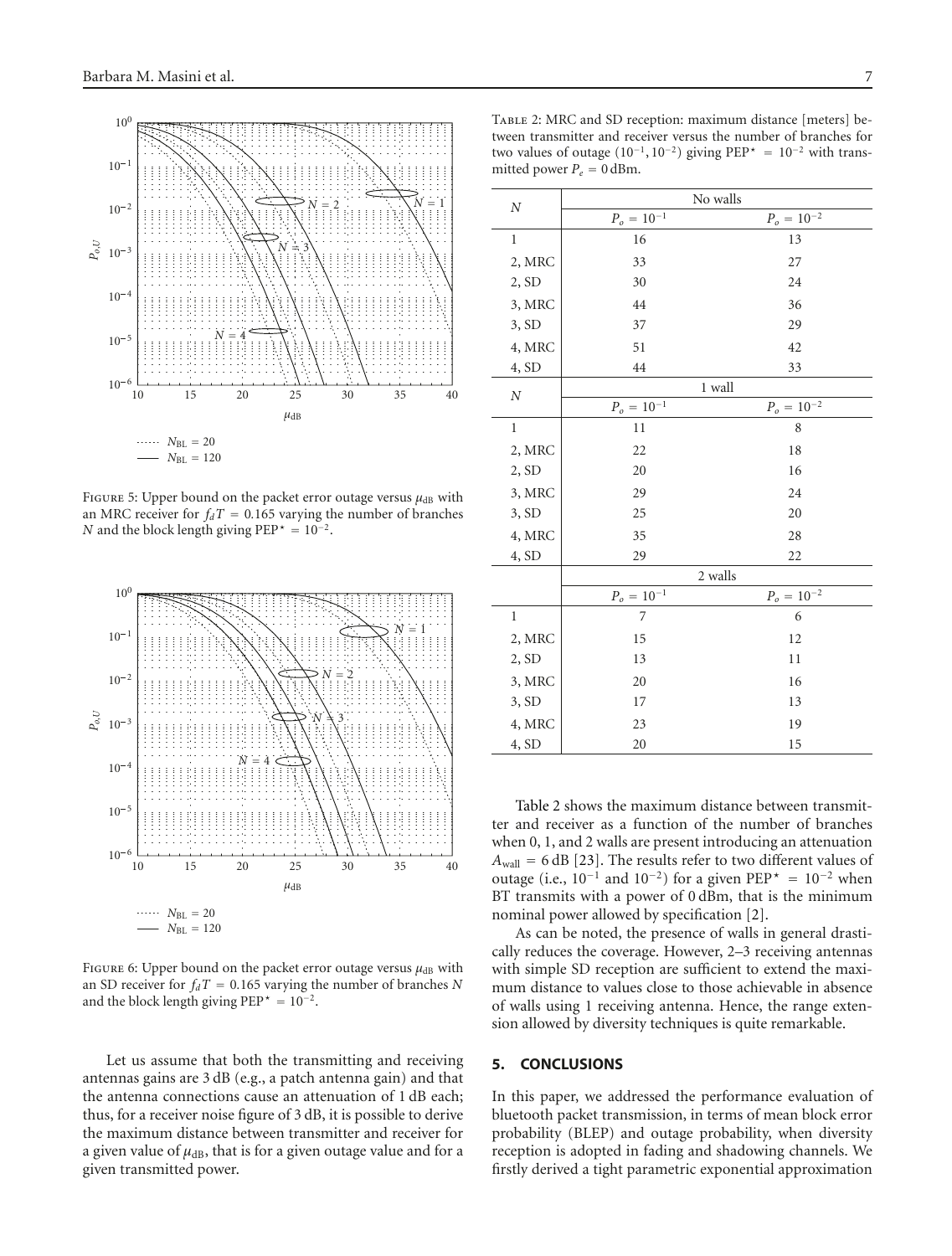FIGURE 5: Upper bound on the packet error outage versus $\mu_{\text{dB}}$ with an MRC receiver for $f_d T = 0.165$ varying the number of branches $N$ and the block length giving $\text{PEP}^\star = 10^{-2}$.

FIGURE 6: Upper bound on the packet error outage versus $\mu_{\text{dB}}$ with an SD receiver for $f_d T = 0.165$ varying the number of branches $N$ and the block length giving $\text{PEP}^\star = 10^{-2}$.

Let us assume that both the transmitting and receiving antennas gains are 3 dB (e.g., a patch antenna gain) and that the antenna connections cause an attenuation of 1 dB each; thus, for a receiver noise figure of 3 dB, it is possible to derive the maximum distance between transmitter and receiver for a given value of $\mu_{\text{dB}}$, that is for a given outage value and for a given transmitted power.

TABLE 2: MRC and SD reception: maximum distance [meters] between transmitter and receiver versus the number of branches for two values of outage $(10^{-1}, 10^{-2})$ giving $\text{PEP}^\star = 10^{-2}$ with transmitted power $P_e = 0\,\text{dBm}$.

| $N$ | No walls | |
|---|---|---|
| | $P_o = 10^{-1}$ | $P_o = 10^{-2}$ |
| 1 | 16 | 13 |
| 2, MRC | 33 | 27 |
| 2, SD | 30 | 24 |
| 3, MRC | 44 | 36 |
| 3, SD | 37 | 29 |
| 4, MRC | 51 | 42 |
| 4, SD | 44 | 33 |
| $N$ | 1 wall | |
| | $P_o = 10^{-1}$ | $P_o = 10^{-2}$ |
| 1 | 11 | 8 |
| 2, MRC | 22 | 18 |
| 2, SD | 20 | 16 |
| 3, MRC | 29 | 24 |
| 3, SD | 25 | 20 |
| 4, MRC | 35 | 28 |
| 4, SD | 29 | 22 |
| | 2 walls | |
| | $P_o = 10^{-1}$ | $P_o = 10^{-2}$ |
| 1 | 7 | 6 |
| 2, MRC | 15 | 12 |
| 2, SD | 13 | 11 |
| 3, MRC | 20 | 16 |
| 3, SD | 17 | 13 |
| 4, MRC | 23 | 19 |
| 4, SD | 20 | 15 |

Table 2 shows the maximum distance between transmitter and receiver as a function of the number of branches when 0, 1, and 2 walls are present introducing an attenuation $A_{\text{wall}} = 6\,\text{dB}$ [23]. The results refer to two different values of outage (i.e., $10^{-1}$ and $10^{-2}$) for a given $\text{PEP}^\star = 10^{-2}$ when BT transmits with a power of 0 dBm, that is the minimum nominal power allowed by specification [2].

As can be noted, the presence of walls in general drastically reduces the coverage. However, 2–3 receiving antennas with simple SD reception are sufficient to extend the maximum distance to values close to those achievable in absence of walls using 1 receiving antenna. Hence, the range extension allowed by diversity techniques is quite remarkable.

## 5. CONCLUSIONS

In this paper, we addressed the performance evaluation of bluetooth packet transmission, in terms of mean block error probability (BLEP) and outage probability, when diversity reception is adopted in fading and shadowing channels. We firstly derived a tight parametric exponential approximation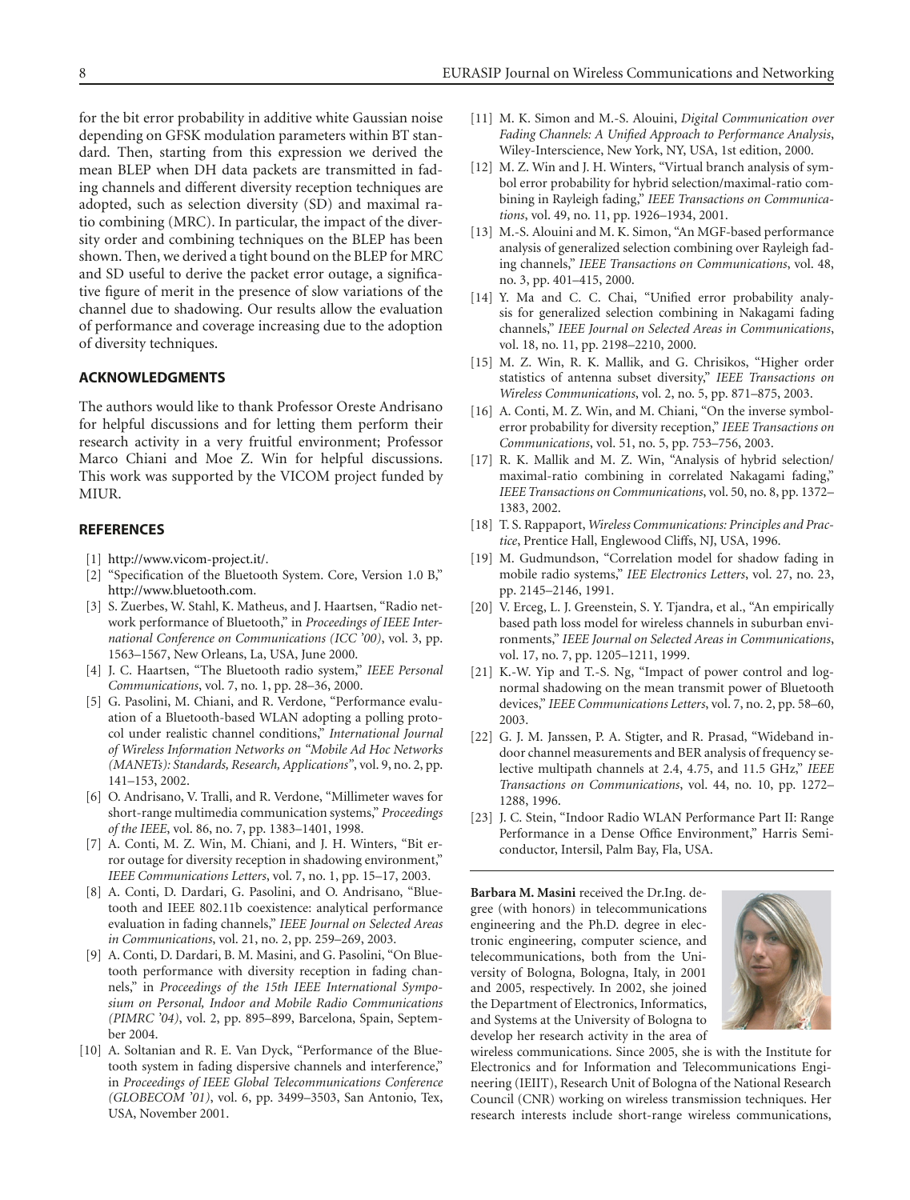for the bit error probability in additive white Gaussian noise depending on GFSK modulation parameters within BT standard. Then, starting from this expression we derived the mean BLEP when DH data packets are transmitted in fading channels and different diversity reception techniques are adopted, such as selection diversity (SD) and maximal ratio combining (MRC). In particular, the impact of the diversity order and combining techniques on the BLEP has been shown. Then, we derived a tight bound on the BLEP for MRC and SD useful to derive the packet error outage, a significative figure of merit in the presence of slow variations of the channel due to shadowing. Our results allow the evaluation of performance and coverage increasing due to the adoption of diversity techniques.

## ACKNOWLEDGMENTS

The authors would like to thank Professor Oreste Andrisano for helpful discussions and for letting them perform their research activity in a very fruitful environment; Professor Marco Chiani and Moe Z. Win for helpful discussions. This work was supported by the VICOM project funded by MIUR.

## REFERENCES

[1] http://www.vicom-project.it/.

[2] "Specification of the Bluetooth System. Core, Version 1.0 B," http://www.bluetooth.com.

[3] S. Zuerbes, W. Stahl, K. Matheus, and J. Haartsen, "Radio network performance of Bluetooth," in *Proceedings of IEEE International Conference on Communications (ICC '00)*, vol. 3, pp. 1563–1567, New Orleans, La, USA, June 2000.

[4] J. C. Haartsen, "The Bluetooth radio system," *IEEE Personal Communications*, vol. 7, no. 1, pp. 28–36, 2000.

[5] G. Pasolini, M. Chiani, and R. Verdone, "Performance evaluation of a Bluetooth-based WLAN adopting a polling protocol under realistic channel conditions," *International Journal of Wireless Information Networks on "Mobile Ad Hoc Networks (MANETs): Standards, Research, Applications"*, vol. 9, no. 2, pp. 141–153, 2002.

[6] O. Andrisano, V. Tralli, and R. Verdone, "Millimeter waves for short-range multimedia communication systems," *Proceedings of the IEEE*, vol. 86, no. 7, pp. 1383–1401, 1998.

[7] A. Conti, M. Z. Win, M. Chiani, and J. H. Winters, "Bit error outage for diversity reception in shadowing environment," *IEEE Communications Letters*, vol. 7, no. 1, pp. 15–17, 2003.

[8] A. Conti, D. Dardari, G. Pasolini, and O. Andrisano, "Bluetooth and IEEE 802.11b coexistence: analytical performance evaluation in fading channels," *IEEE Journal on Selected Areas in Communications*, vol. 21, no. 2, pp. 259–269, 2003.

[9] A. Conti, D. Dardari, B. M. Masini, and G. Pasolini, "On Bluetooth performance with diversity reception in fading channels," in *Proceedings of the 15th IEEE International Symposium on Personal, Indoor and Mobile Radio Communications (PIMRC '04)*, vol. 2, pp. 895–899, Barcelona, Spain, September 2004.

[10] A. Soltanian and R. E. Van Dyck, "Performance of the Bluetooth system in fading dispersive channels and interference," in *Proceedings of IEEE Global Telecommunications Conference (GLOBECOM '01)*, vol. 6, pp. 3499–3503, San Antonio, Tex, USA, November 2001.

[11] M. K. Simon and M.-S. Alouini, *Digital Communication over Fading Channels: A Unified Approach to Performance Analysis*, Wiley-Interscience, New York, NY, USA, 1st edition, 2000.

[12] M. Z. Win and J. H. Winters, "Virtual branch analysis of symbol error probability for hybrid selection/maximal-ratio combining in Rayleigh fading," *IEEE Transactions on Communications*, vol. 49, no. 11, pp. 1926–1934, 2001.

[13] M.-S. Alouini and M. K. Simon, "An MGF-based performance analysis of generalized selection combining over Rayleigh fading channels," *IEEE Transactions on Communications*, vol. 48, no. 3, pp. 401–415, 2000.

[14] Y. Ma and C. C. Chai, "Unified error probability analysis for generalized selection combining in Nakagami fading channels," *IEEE Journal on Selected Areas in Communications*, vol. 18, no. 11, pp. 2198–2210, 2000.

[15] M. Z. Win, R. K. Mallik, and G. Chrisikos, "Higher order statistics of antenna subset diversity," *IEEE Transactions on Wireless Communications*, vol. 2, no. 5, pp. 871–875, 2003.

[16] A. Conti, M. Z. Win, and M. Chiani, "On the inverse symbol-error probability for diversity reception," *IEEE Transactions on Communications*, vol. 51, no. 5, pp. 753–756, 2003.

[17] R. K. Mallik and M. Z. Win, "Analysis of hybrid selection/maximal-ratio combining in correlated Nakagami fading," *IEEE Transactions on Communications*, vol. 50, no. 8, pp. 1372–1383, 2002.

[18] T. S. Rappaport, *Wireless Communications: Principles and Practice*, Prentice Hall, Englewood Cliffs, NJ, USA, 1996.

[19] M. Gudmundson, "Correlation model for shadow fading in mobile radio systems," *IEE Electronics Letters*, vol. 27, no. 23, pp. 2145–2146, 1991.

[20] V. Erceg, L. J. Greenstein, S. Y. Tjandra, et al., "An empirically based path loss model for wireless channels in suburban environments," *IEEE Journal on Selected Areas in Communications*, vol. 17, no. 7, pp. 1205–1211, 1999.

[21] K.-W. Yip and T.-S. Ng, "Impact of power control and lognormal shadowing on the mean transmit power of Bluetooth devices," *IEEE Communications Letters*, vol. 7, no. 2, pp. 58–60, 2003.

[22] G. J. M. Janssen, P. A. Stigter, and R. Prasad, "Wideband indoor channel measurements and BER analysis of frequency selective multipath channels at 2.4, 4.75, and 11.5 GHz," *IEEE Transactions on Communications*, vol. 44, no. 10, pp. 1272–1288, 1996.

[23] J. C. Stein, "Indoor Radio WLAN Performance Part II: Range Performance in a Dense Office Environment," Harris Semiconductor, Intersil, Palm Bay, Fla, USA.

**Barbara M. Masini** received the Dr.Ing. degree (with honors) in telecommunications engineering and the Ph.D. degree in electronic engineering, computer science, and telecommunications, both from the University of Bologna, Bologna, Italy, in 2001 and 2005, respectively. In 2002, she joined the Department of Electronics, Informatics, and Systems at the University of Bologna to develop her research activity in the area of wireless communications. Since 2005, she is with the Institute for Electronics and for Information and Telecommunications Engineering (IEIIT), Research Unit of Bologna of the National Research Council (CNR) working on wireless transmission techniques. Her research interests include short-range wireless communications,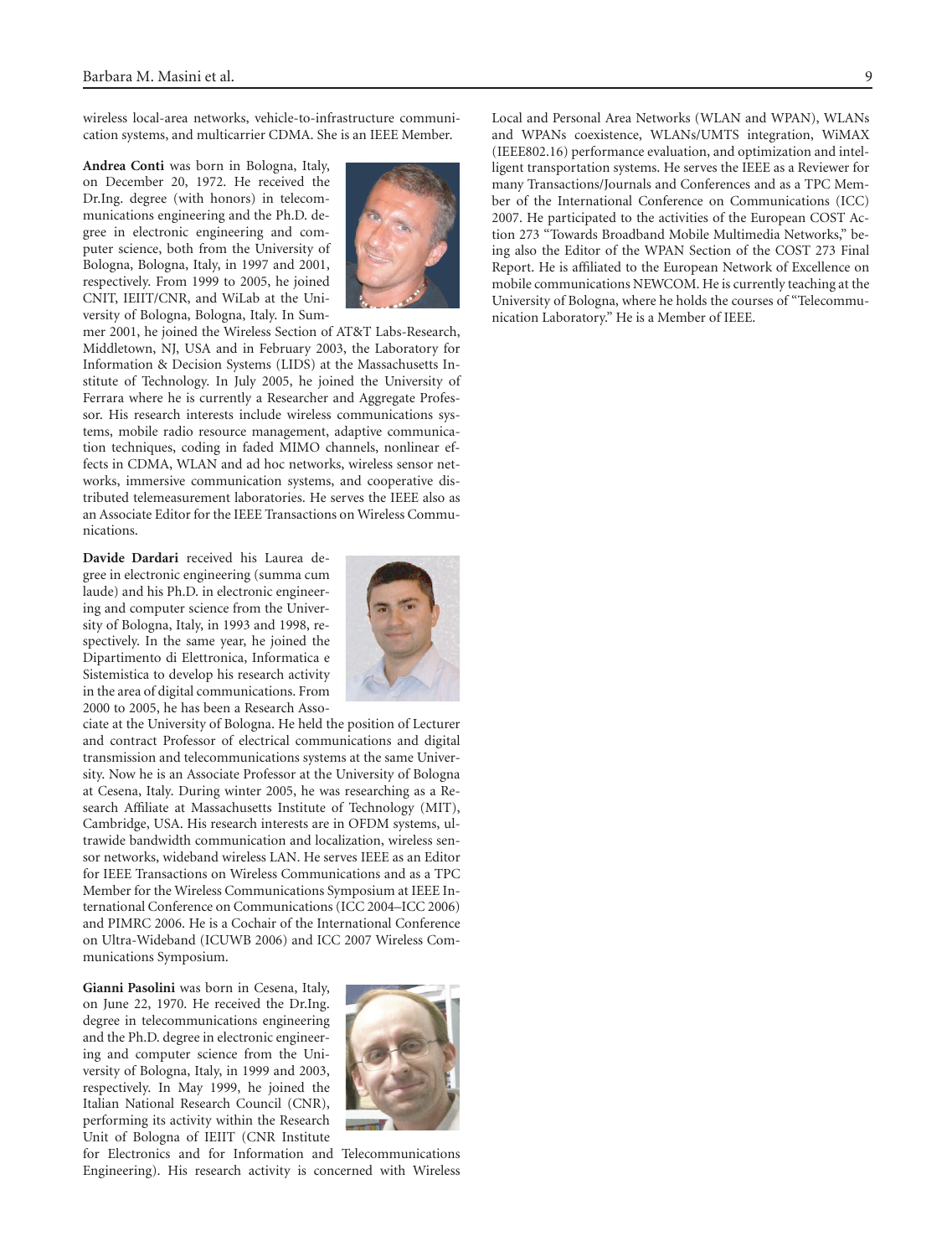wireless local-area networks, vehicle-to-infrastructure communication systems, and multicarrier CDMA. She is an IEEE Member.

**Andrea Conti** was born in Bologna, Italy, on December 20, 1972. He received the Dr.Ing. degree (with honors) in telecommunications engineering and the Ph.D. degree in electronic engineering and computer science, both from the University of Bologna, Bologna, Italy, in 1997 and 2001, respectively. From 1999 to 2005, he joined CNIT, IEIIT/CNR, and WiLab at the University of Bologna, Bologna, Italy. In Summer 2001, he joined the Wireless Section of AT&T Labs-Research, Middletown, NJ, USA and in February 2003, the Laboratory for Information & Decision Systems (LIDS) at the Massachusetts Institute of Technology. In July 2005, he joined the University of Ferrara where he is currently a Researcher and Aggregate Professor. His research interests include wireless communications systems, mobile radio resource management, adaptive communication techniques, coding in faded MIMO channels, nonlinear effects in CDMA, WLAN and ad hoc networks, wireless sensor networks, immersive communication systems, and cooperative distributed telemeasurement laboratories. He serves the IEEE also as an Associate Editor for the IEEE Transactions on Wireless Communications.

**Davide Dardari** received his Laurea degree in electronic engineering (summa cum laude) and his Ph.D. in electronic engineering and computer science from the University of Bologna, Italy, in 1993 and 1998, respectively. In the same year, he joined the Dipartimento di Elettronica, Informatica e Sistemistica to develop his research activity in the area of digital communications. From 2000 to 2005, he has been a Research Associate at the University of Bologna. He held the position of Lecturer and contract Professor of electrical communications and digital transmission and telecommunications systems at the same University. Now he is an Associate Professor at the University of Bologna at Cesena, Italy. During winter 2005, he was researching as a Research Affiliate at Massachusetts Institute of Technology (MIT), Cambridge, USA. His research interests are in OFDM systems, ultrawide bandwidth communication and localization, wireless sensor networks, wideband wireless LAN. He serves IEEE as an Editor for IEEE Transactions on Wireless Communications and as a TPC Member for the Wireless Communications Symposium at IEEE International Conference on Communications (ICC 2004–ICC 2006) and PIMRC 2006. He is a Cochair of the International Conference on Ultra-Wideband (ICUWB 2006) and ICC 2007 Wireless Communications Symposium.

**Gianni Pasolini** was born in Cesena, Italy, on June 22, 1970. He received the Dr.Ing. degree in telecommunications engineering and the Ph.D. degree in electronic engineering and computer science from the University of Bologna, Italy, in 1999 and 2003, respectively. In May 1999, he joined the Italian National Research Council (CNR), performing its activity within the Research Unit of Bologna of IEIIT (CNR Institute for Electronics and for Information and Telecommunications Engineering). His research activity is concerned with Wireless Local and Personal Area Networks (WLAN and WPAN), WLANs and WPANs coexistence, WLANs/UMTS integration, WiMAX (IEEE802.16) performance evaluation, and optimization and intelligent transportation systems. He serves the IEEE as a Reviewer for many Transactions/Journals and Conferences and as a TPC Member of the International Conference on Communications (ICC) 2007. He participated to the activities of the European COST Action 273 "Towards Broadband Mobile Multimedia Networks," being also the Editor of the WPAN Section of the COST 273 Final Report. He is affiliated to the European Network of Excellence on mobile communications NEWCOM. He is currently teaching at the University of Bologna, where he holds the courses of "Telecommunication Laboratory." He is a Member of IEEE.